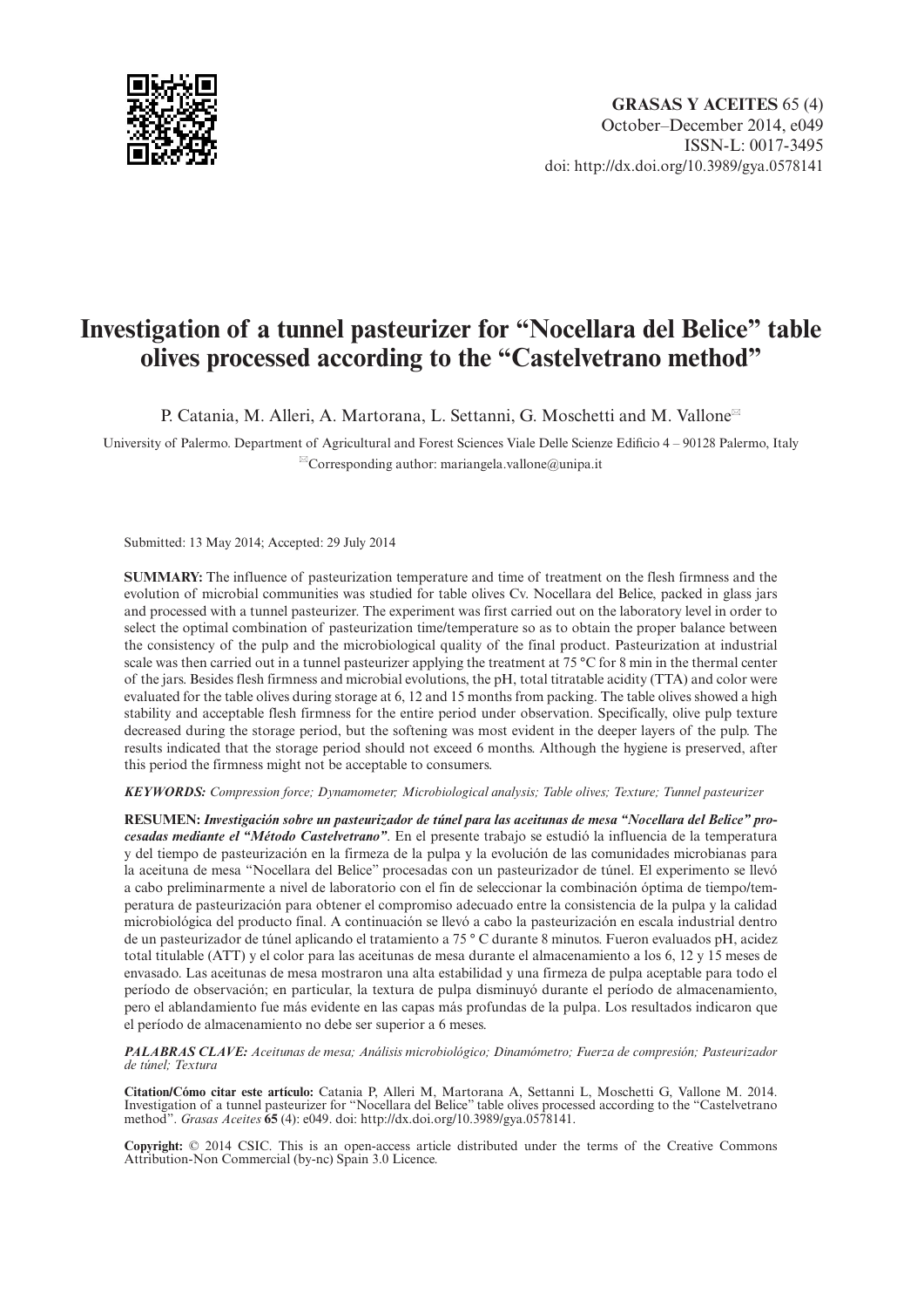**GRASAS Y ACEITES** 65 (4)
October–December 2014, e049
ISSN-L: 0017-3495
doi: http://dx.doi.org/10.3989/gya.0578141

# Investigation of a tunnel pasteurizer for "Nocellara del Belice" table olives processed according to the "Castelvetrano method"

P. Catania, M. Alleri, A. Martorana, L. Settanni, G. Moschetti and M. Vallone✉

University of Palermo. Department of Agricultural and Forest Sciences Viale Delle Scienze Edificio 4 – 90128 Palermo, Italy
✉Corresponding author: mariangela.vallone@unipa.it

Submitted: 13 May 2014; Accepted: 29 July 2014

**SUMMARY:** The influence of pasteurization temperature and time of treatment on the flesh firmness and the evolution of microbial communities was studied for table olives Cv. Nocellara del Belice, packed in glass jars and processed with a tunnel pasteurizer. The experiment was first carried out on the laboratory level in order to select the optimal combination of pasteurization time/temperature so as to obtain the proper balance between the consistency of the pulp and the microbiological quality of the final product. Pasteurization at industrial scale was then carried out in a tunnel pasteurizer applying the treatment at 75 °C for 8 min in the thermal center of the jars. Besides flesh firmness and microbial evolutions, the pH, total titratable acidity (TTA) and color were evaluated for the table olives during storage at 6, 12 and 15 months from packing. The table olives showed a high stability and acceptable flesh firmness for the entire period under observation. Specifically, olive pulp texture decreased during the storage period, but the softening was most evident in the deeper layers of the pulp. The results indicated that the storage period should not exceed 6 months. Although the hygiene is preserved, after this period the firmness might not be acceptable to consumers.

***KEYWORDS:*** *Compression force; Dynamometer; Microbiological analysis; Table olives; Texture; Tunnel pasteurizer*

**RESUMEN:** ***Investigación sobre un pasteurizador de túnel para las aceitunas de mesa "Nocellara del Belice" procesadas mediante el "Método Castelvetrano"***. En el presente trabajo se estudió la influencia de la temperatura y del tiempo de pasteurización en la firmeza de la pulpa y la evolución de las comunidades microbianas para la aceituna de mesa "Nocellara del Belice" procesadas con un pasteurizador de túnel. El experimento se llevó a cabo preliminarmente a nivel de laboratorio con el fin de seleccionar la combinación óptima de tiempo/temperatura de pasteurización para obtener el compromiso adecuado entre la consistencia de la pulpa y la calidad microbiológica del producto final. A continuación se llevó a cabo la pasteurización en escala industrial dentro de un pasteurizador de túnel aplicando el tratamiento a 75 ° C durante 8 minutos. Fueron evaluados pH, acidez total titulable (ATT) y el color para las aceitunas de mesa durante el almacenamiento a los 6, 12 y 15 meses de envasado. Las aceitunas de mesa mostraron una alta estabilidad y una firmeza de pulpa aceptable para todo el período de observación; en particular, la textura de pulpa disminuyó durante el período de almacenamiento, pero el ablandamiento fue más evidente en las capas más profundas de la pulpa. Los resultados indicaron que el período de almacenamiento no debe ser superior a 6 meses.

***PALABRAS CLAVE:*** *Aceitunas de mesa; Análisis microbiológico; Dinamómetro; Fuerza de compresión; Pasteurizador de túnel; Textura*

**Citation/Cómo citar este artículo:** Catania P, Alleri M, Martorana A, Settanni L, Moschetti G, Vallone M. 2014. Investigation of a tunnel pasteurizer for "Nocellara del Belice" table olives processed according to the "Castelvetrano method". *Grasas Aceites* **65** (4): e049. doi: http://dx.doi.org/10.3989/gya.0578141.

**Copyright:** © 2014 CSIC. This is an open-access article distributed under the terms of the Creative Commons Attribution-Non Commercial (by-nc) Spain 3.0 Licence.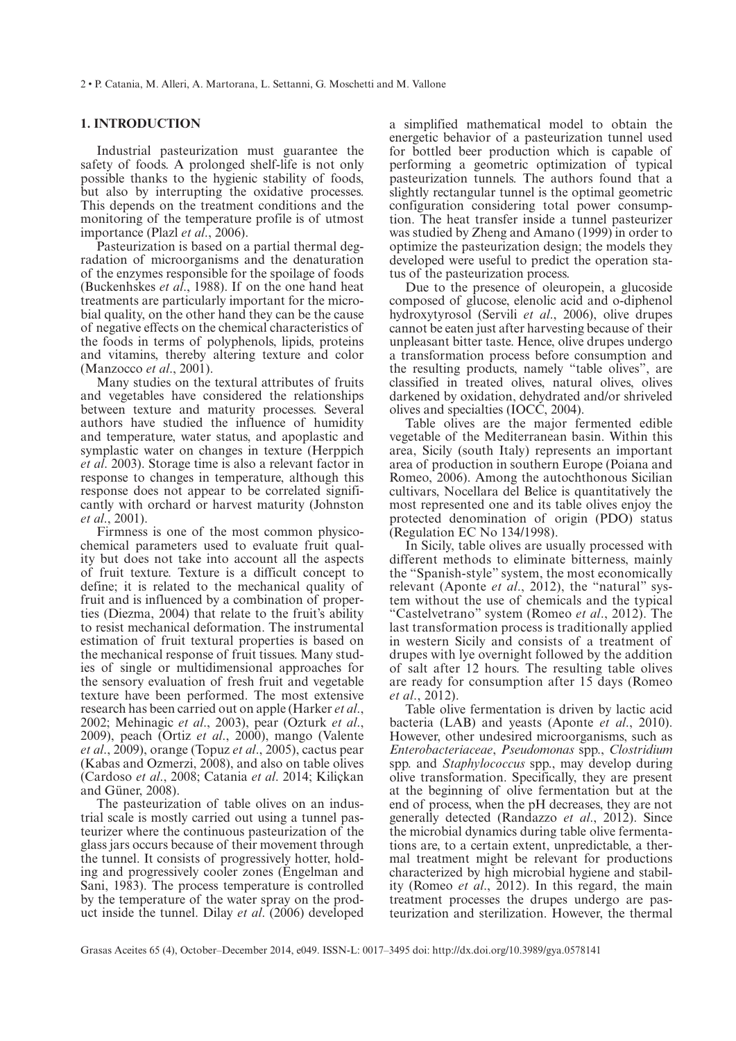## 1. INTRODUCTION

Industrial pasteurization must guarantee the safety of foods. A prolonged shelf-life is not only possible thanks to the hygienic stability of foods, but also by interrupting the oxidative processes. This depends on the treatment conditions and the monitoring of the temperature profile is of utmost importance (Plazl *et al*., 2006).

Pasteurization is based on a partial thermal degradation of microorganisms and the denaturation of the enzymes responsible for the spoilage of foods (Buckenhskes *et al*., 1988). If on the one hand heat treatments are particularly important for the microbial quality, on the other hand they can be the cause of negative effects on the chemical characteristics of the foods in terms of polyphenols, lipids, proteins and vitamins, thereby altering texture and color (Manzocco *et al*., 2001).

Many studies on the textural attributes of fruits and vegetables have considered the relationships between texture and maturity processes. Several authors have studied the influence of humidity and temperature, water status, and apoplastic and symplastic water on changes in texture (Herppich *et al*. 2003). Storage time is also a relevant factor in response to changes in temperature, although this response does not appear to be correlated significantly with orchard or harvest maturity (Johnston *et al*., 2001).

Firmness is one of the most common physicochemical parameters used to evaluate fruit quality but does not take into account all the aspects of fruit texture. Texture is a difficult concept to define; it is related to the mechanical quality of fruit and is influenced by a combination of properties (Diezma, 2004) that relate to the fruit's ability to resist mechanical deformation. The instrumental estimation of fruit textural properties is based on the mechanical response of fruit tissues. Many studies of single or multidimensional approaches for the sensory evaluation of fresh fruit and vegetable texture have been performed. The most extensive research has been carried out on apple (Harker *et al*., 2002; Mehinagic *et al*., 2003), pear (Ozturk *et al*., 2009), peach (Ortiz *et al*., 2000), mango (Valente *et al*., 2009), orange (Topuz *et al*., 2005), cactus pear (Kabas and Ozmerzi, 2008), and also on table olives (Cardoso *et al*., 2008; Catania *et al*. 2014; Kiliçkan and Güner, 2008).

The pasteurization of table olives on an industrial scale is mostly carried out using a tunnel pasteurizer where the continuous pasteurization of the glass jars occurs because of their movement through the tunnel. It consists of progressively hotter, holding and progressively cooler zones (Engelman and Sani, 1983). The process temperature is controlled by the temperature of the water spray on the product inside the tunnel. Dilay *et al*. (2006) developed a simplified mathematical model to obtain the energetic behavior of a pasteurization tunnel used for bottled beer production which is capable of performing a geometric optimization of typical pasteurization tunnels. The authors found that a slightly rectangular tunnel is the optimal geometric configuration considering total power consumption. The heat transfer inside a tunnel pasteurizer was studied by Zheng and Amano (1999) in order to optimize the pasteurization design; the models they developed were useful to predict the operation status of the pasteurization process.

Due to the presence of oleuropein, a glucoside composed of glucose, elenolic acid and o-diphenol hydroxytyrosol (Servili *et al*., 2006), olive drupes cannot be eaten just after harvesting because of their unpleasant bitter taste. Hence, olive drupes undergo a transformation process before consumption and the resulting products, namely "table olives", are classified in treated olives, natural olives, olives darkened by oxidation, dehydrated and/or shriveled olives and specialties (IOCC, 2004).

Table olives are the major fermented edible vegetable of the Mediterranean basin. Within this area, Sicily (south Italy) represents an important area of production in southern Europe (Poiana and Romeo, 2006). Among the autochthonous Sicilian cultivars, Nocellara del Belice is quantitatively the most represented one and its table olives enjoy the protected denomination of origin (PDO) status (Regulation EC No 134/1998).

In Sicily, table olives are usually processed with different methods to eliminate bitterness, mainly the "Spanish-style" system, the most economically relevant (Aponte *et al*., 2012), the "natural" system without the use of chemicals and the typical "Castelvetrano" system (Romeo *et al*., 2012). The last transformation process is traditionally applied in western Sicily and consists of a treatment of drupes with lye overnight followed by the addition of salt after 12 hours. The resulting table olives are ready for consumption after 15 days (Romeo *et al*., 2012).

Table olive fermentation is driven by lactic acid bacteria (LAB) and yeasts (Aponte *et al*., 2010). However, other undesired microorganisms, such as *Enterobacteriaceae*, *Pseudomonas* spp., *Clostridium* spp. and *Staphylococcus* spp., may develop during olive transformation. Specifically, they are present at the beginning of olive fermentation but at the end of process, when the pH decreases, they are not generally detected (Randazzo *et al*., 2012). Since the microbial dynamics during table olive fermentations are, to a certain extent, unpredictable, a thermal treatment might be relevant for productions characterized by high microbial hygiene and stability (Romeo *et al*., 2012). In this regard, the main treatment processes the drupes undergo are pasteurization and sterilization. However, the thermal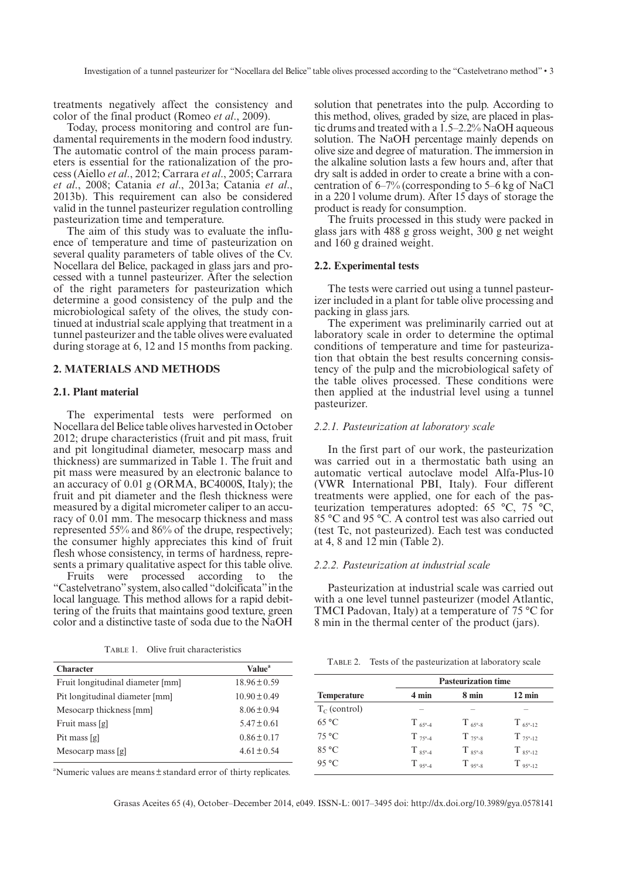treatments negatively affect the consistency and color of the final product (Romeo *et al*., 2009).

Today, process monitoring and control are fundamental requirements in the modern food industry. The automatic control of the main process parameters is essential for the rationalization of the process (Aiello *et al*., 2012; Carrara *et al*., 2005; Carrara *et al*., 2008; Catania *et al*., 2013a; Catania *et al*., 2013b). This requirement can also be considered valid in the tunnel pasteurizer regulation controlling pasteurization time and temperature.

The aim of this study was to evaluate the influence of temperature and time of pasteurization on several quality parameters of table olives of the Cv. Nocellara del Belice, packaged in glass jars and processed with a tunnel pasteurizer. After the selection of the right parameters for pasteurization which determine a good consistency of the pulp and the microbiological safety of the olives, the study continued at industrial scale applying that treatment in a tunnel pasteurizer and the table olives were evaluated during storage at 6, 12 and 15 months from packing.

## 2. MATERIALS AND METHODS

### 2.1. Plant material

The experimental tests were performed on Nocellara del Belice table olives harvested in October 2012; drupe characteristics (fruit and pit mass, fruit and pit longitudinal diameter, mesocarp mass and thickness) are summarized in Table 1. The fruit and pit mass were measured by an electronic balance to an accuracy of 0.01 g (ORMA, BC4000S, Italy); the fruit and pit diameter and the flesh thickness were measured by a digital micrometer caliper to an accuracy of 0.01 mm. The mesocarp thickness and mass represented 55% and 86% of the drupe, respectively; the consumer highly appreciates this kind of fruit flesh whose consistency, in terms of hardness, represents a primary qualitative aspect for this table olive.

Fruits were processed according to the "Castelvetrano" system, also called "dolcificata" in the local language. This method allows for a rapid debittering of the fruits that maintains good texture, green color and a distinctive taste of soda due to the NaOH solution that penetrates into the pulp. According to this method, olives, graded by size, are placed in plastic drums and treated with a 1.5–2.2% NaOH aqueous solution. The NaOH percentage mainly depends on olive size and degree of maturation. The immersion in the alkaline solution lasts a few hours and, after that dry salt is added in order to create a brine with a concentration of 6–7% (corresponding to 5–6 kg of NaCl in a 220 l volume drum). After 15 days of storage the product is ready for consumption.

The fruits processed in this study were packed in glass jars with 488 g gross weight, 300 g net weight and 160 g drained weight.

Table 1. Olive fruit characteristics

| Character | Value[a] |
|---|---|
| Fruit longitudinal diameter [mm] | 18.96 ± 0.59 |
| Pit longitudinal diameter [mm] | 10.90 ± 0.49 |
| Mesocarp thickness [mm] | 8.06 ± 0.94 |
| Fruit mass [g] | 5.47 ± 0.61 |
| Pit mass [g] | 0.86 ± 0.17 |
| Mesocarp mass [g] | 4.61 ± 0.54 |

[a]Numeric values are means ± standard error of thirty replicates.

### 2.2. Experimental tests

The tests were carried out using a tunnel pasteurizer included in a plant for table olive processing and packing in glass jars.

The experiment was preliminarily carried out at laboratory scale in order to determine the optimal conditions of temperature and time for pasteurization that obtain the best results concerning consistency of the pulp and the microbiological safety of the table olives processed. These conditions were then applied at the industrial level using a tunnel pasteurizer.

#### 2.2.1. Pasteurization at laboratory scale

In the first part of our work, the pasteurization was carried out in a thermostatic bath using an automatic vertical autoclave model Alfa-Plus-10 (VWR International PBI, Italy). Four different treatments were applied, one for each of the pasteurization temperatures adopted: 65 °C, 75 °C, 85 °C and 95 °C. A control test was also carried out (test Tc, not pasteurized). Each test was conducted at 4, 8 and 12 min (Table 2).

#### 2.2.2. Pasteurization at industrial scale

Pasteurization at industrial scale was carried out with a one level tunnel pasteurizer (model Atlantic, TMCI Padovan, Italy) at a temperature of 75 °C for 8 min in the thermal center of the product (jars).

Table 2. Tests of the pasteurization at laboratory scale

| | Pasteurization time | | |
|---|---|---|---|
| Temperature | 4 min | 8 min | 12 min |
| $T_C$ (control) | – | – | – |
| 65 °C | $T_{65°\text{-}4}$ | $T_{65°\text{-}8}$ | $T_{65°\text{-}12}$ |
| 75 °C | $T_{75°\text{-}4}$ | $T_{75°\text{-}8}$ | $T_{75°\text{-}12}$ |
| 85 °C | $T_{85°\text{-}4}$ | $T_{85°\text{-}8}$ | $T_{85°\text{-}12}$ |
| 95 °C | $T_{95°\text{-}4}$ | $T_{95°\text{-}8}$ | $T_{95°\text{-}12}$ |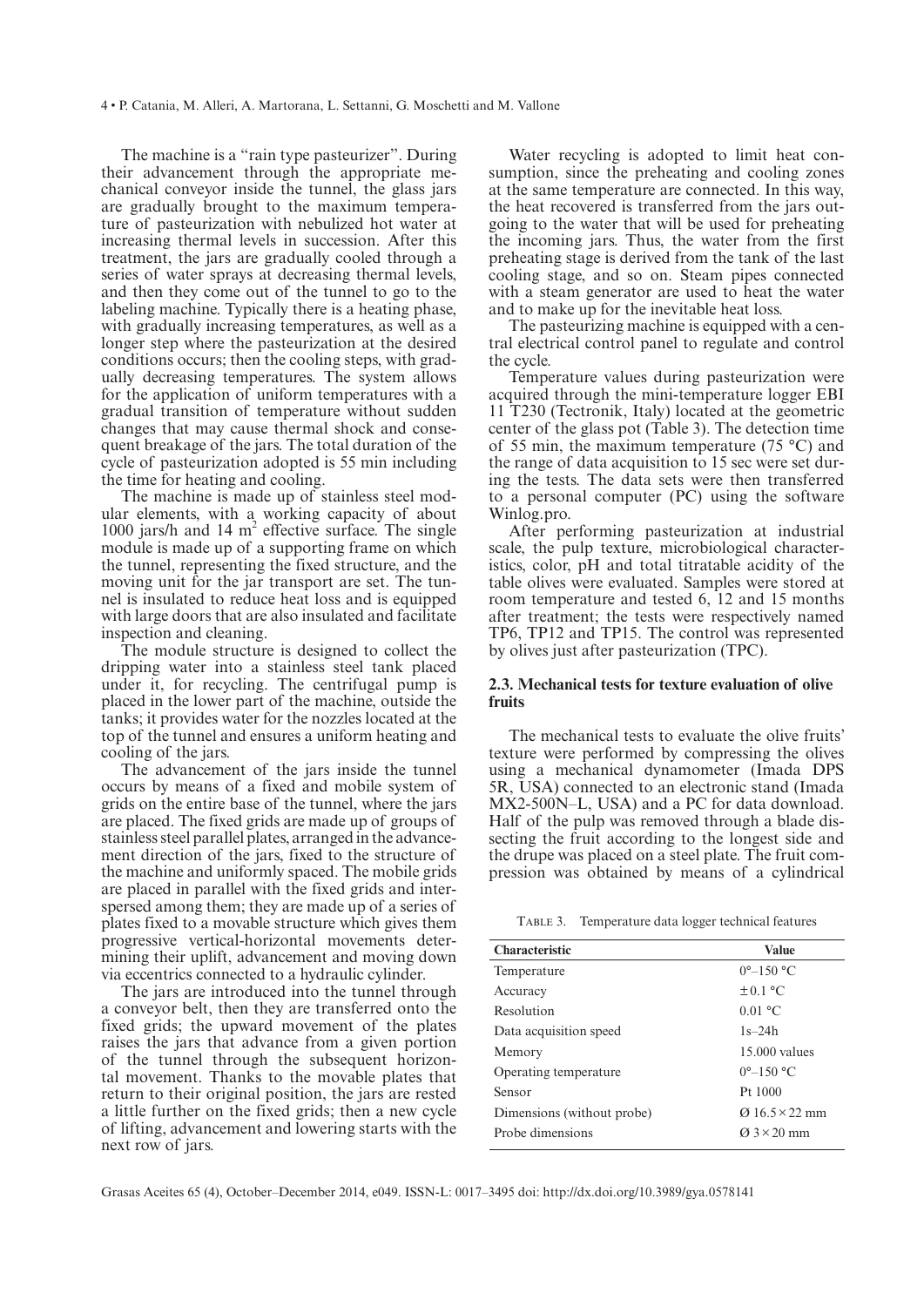The machine is a "rain type pasteurizer". During their advancement through the appropriate mechanical conveyor inside the tunnel, the glass jars are gradually brought to the maximum temperature of pasteurization with nebulized hot water at increasing thermal levels in succession. After this treatment, the jars are gradually cooled through a series of water sprays at decreasing thermal levels, and then they come out of the tunnel to go to the labeling machine. Typically there is a heating phase, with gradually increasing temperatures, as well as a longer step where the pasteurization at the desired conditions occurs; then the cooling steps, with gradually decreasing temperatures. The system allows for the application of uniform temperatures with a gradual transition of temperature without sudden changes that may cause thermal shock and consequent breakage of the jars. The total duration of the cycle of pasteurization adopted is 55 min including the time for heating and cooling.

The machine is made up of stainless steel modular elements, with a working capacity of about 1000 jars/h and 14 $m^2$ effective surface. The single module is made up of a supporting frame on which the tunnel, representing the fixed structure, and the moving unit for the jar transport are set. The tunnel is insulated to reduce heat loss and is equipped with large doors that are also insulated and facilitate inspection and cleaning.

The module structure is designed to collect the dripping water into a stainless steel tank placed under it, for recycling. The centrifugal pump is placed in the lower part of the machine, outside the tanks; it provides water for the nozzles located at the top of the tunnel and ensures a uniform heating and cooling of the jars.

The advancement of the jars inside the tunnel occurs by means of a fixed and mobile system of grids on the entire base of the tunnel, where the jars are placed. The fixed grids are made up of groups of stainless steel parallel plates, arranged in the advancement direction of the jars, fixed to the structure of the machine and uniformly spaced. The mobile grids are placed in parallel with the fixed grids and interspersed among them; they are made up of a series of plates fixed to a movable structure which gives them progressive vertical-horizontal movements determining their uplift, advancement and moving down via eccentrics connected to a hydraulic cylinder.

The jars are introduced into the tunnel through a conveyor belt, then they are transferred onto the fixed grids; the upward movement of the plates raises the jars that advance from a given portion of the tunnel through the subsequent horizontal movement. Thanks to the movable plates that return to their original position, the jars are rested a little further on the fixed grids; then a new cycle of lifting, advancement and lowering starts with the next row of jars.

Water recycling is adopted to limit heat consumption, since the preheating and cooling zones at the same temperature are connected. In this way, the heat recovered is transferred from the jars outgoing to the water that will be used for preheating the incoming jars. Thus, the water from the first preheating stage is derived from the tank of the last cooling stage, and so on. Steam pipes connected with a steam generator are used to heat the water and to make up for the inevitable heat loss.

The pasteurizing machine is equipped with a central electrical control panel to regulate and control the cycle.

Temperature values during pasteurization were acquired through the mini-temperature logger EBI 11 T230 (Tectronik, Italy) located at the geometric center of the glass pot (Table 3). The detection time of 55 min, the maximum temperature (75 °C) and the range of data acquisition to 15 sec were set during the tests. The data sets were then transferred to a personal computer (PC) using the software Winlog.pro.

After performing pasteurization at industrial scale, the pulp texture, microbiological characteristics, color, pH and total titratable acidity of the table olives were evaluated. Samples were stored at room temperature and tested 6, 12 and 15 months after treatment; the tests were respectively named TP6, TP12 and TP15. The control was represented by olives just after pasteurization (TPC).

### 2.3. Mechanical tests for texture evaluation of olive fruits

The mechanical tests to evaluate the olive fruits' texture were performed by compressing the olives using a mechanical dynamometer (Imada DPS 5R, USA) connected to an electronic stand (Imada MX2-500N–L, USA) and a PC for data download. Half of the pulp was removed through a blade dissecting the fruit according to the longest side and the drupe was placed on a steel plate. The fruit compression was obtained by means of a cylindrical

TABLE 3. Temperature data logger technical features

| Characteristic | Value |
|---|---|
| Temperature | 0°–150 °C |
| Accuracy | ± 0.1 °C |
| Resolution | 0.01 °C |
| Data acquisition speed | 1s–24h |
| Memory | 15.000 values |
| Operating temperature | 0°–150 °C |
| Sensor | Pt 1000 |
| Dimensions (without probe) | Ø 16.5 × 22 mm |
| Probe dimensions | Ø 3 × 20 mm |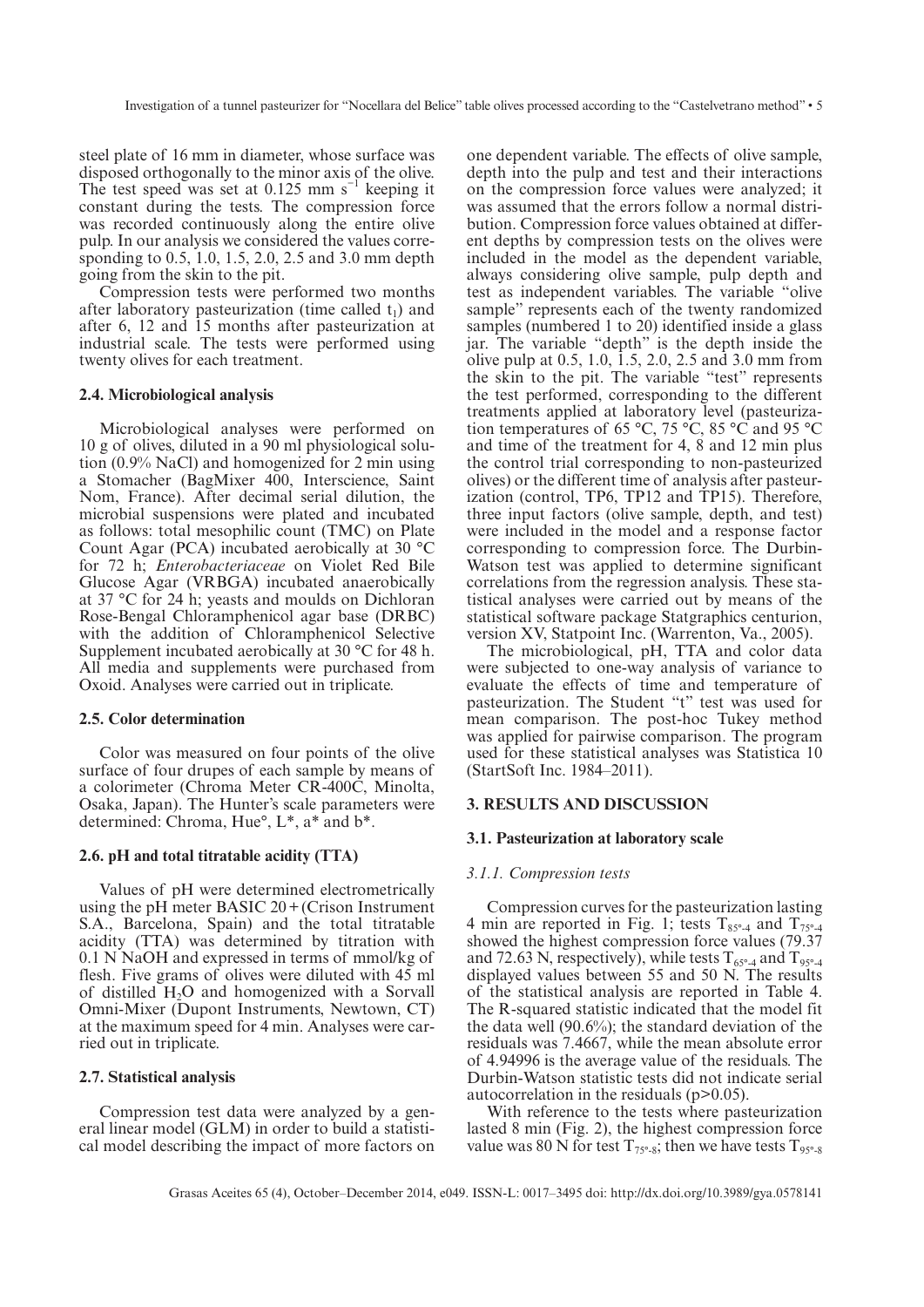steel plate of 16 mm in diameter, whose surface was disposed orthogonally to the minor axis of the olive. The test speed was set at 0.125 mm $s^{-1}$ keeping it constant during the tests. The compression force was recorded continuously along the entire olive pulp. In our analysis we considered the values corresponding to 0.5, 1.0, 1.5, 2.0, 2.5 and 3.0 mm depth going from the skin to the pit.

Compression tests were performed two months after laboratory pasteurization (time called $t_1$) and after 6, 12 and 15 months after pasteurization at industrial scale. The tests were performed using twenty olives for each treatment.

### 2.4. Microbiological analysis

Microbiological analyses were performed on 10 g of olives, diluted in a 90 ml physiological solution (0.9% NaCl) and homogenized for 2 min using a Stomacher (BagMixer 400, Interscience, Saint Nom, France). After decimal serial dilution, the microbial suspensions were plated and incubated as follows: total mesophilic count (TMC) on Plate Count Agar (PCA) incubated aerobically at 30 °C for 72 h; *Enterobacteriaceae* on Violet Red Bile Glucose Agar (VRBGA) incubated anaerobically at 37 °C for 24 h; yeasts and moulds on Dichloran Rose-Bengal Chloramphenicol agar base (DRBC) with the addition of Chloramphenicol Selective Supplement incubated aerobically at 30 °C for 48 h. All media and supplements were purchased from Oxoid. Analyses were carried out in triplicate.

### 2.5. Color determination

Color was measured on four points of the olive surface of four drupes of each sample by means of a colorimeter (Chroma Meter CR-400C, Minolta, Osaka, Japan). The Hunter's scale parameters were determined: Chroma, Hue°, L*, a* and b*.

### 2.6. pH and total titratable acidity (TTA)

Values of pH were determined electrometrically using the pH meter BASIC 20 + (Crison Instrument S.A., Barcelona, Spain) and the total titratable acidity (TTA) was determined by titration with 0.1 N NaOH and expressed in terms of mmol/kg of flesh. Five grams of olives were diluted with 45 ml of distilled $H_2O$ and homogenized with a Sorvall Omni-Mixer (Dupont Instruments, Newtown, CT) at the maximum speed for 4 min. Analyses were carried out in triplicate.

### 2.7. Statistical analysis

Compression test data were analyzed by a general linear model (GLM) in order to build a statistical model describing the impact of more factors on one dependent variable. The effects of olive sample, depth into the pulp and test and their interactions on the compression force values were analyzed; it was assumed that the errors follow a normal distribution. Compression force values obtained at different depths by compression tests on the olives were included in the model as the dependent variable, always considering olive sample, pulp depth and test as independent variables. The variable "olive sample" represents each of the twenty randomized samples (numbered 1 to 20) identified inside a glass jar. The variable "depth" is the depth inside the olive pulp at 0.5, 1.0, 1.5, 2.0, 2.5 and 3.0 mm from the skin to the pit. The variable "test" represents the test performed, corresponding to the different treatments applied at laboratory level (pasteurization temperatures of 65 °C, 75 °C, 85 °C and 95 °C and time of the treatment for 4, 8 and 12 min plus the control trial corresponding to non-pasteurized olives) or the different time of analysis after pasteurization (control, TP6, TP12 and TP15). Therefore, three input factors (olive sample, depth, and test) were included in the model and a response factor corresponding to compression force. The Durbin-Watson test was applied to determine significant correlations from the regression analysis. These statistical analyses were carried out by means of the statistical software package Statgraphics centurion, version XV, Statpoint Inc. (Warrenton, Va., 2005).

The microbiological, pH, TTA and color data were subjected to one-way analysis of variance to evaluate the effects of time and temperature of pasteurization. The Student "t" test was used for mean comparison. The post-hoc Tukey method was applied for pairwise comparison. The program used for these statistical analyses was Statistica 10 (StartSoft Inc. 1984–2011).

## 3. RESULTS AND DISCUSSION

### 3.1. Pasteurization at laboratory scale

#### *3.1.1. Compression tests*

Compression curves for the pasteurization lasting 4 min are reported in Fig. 1; tests $T_{85°\text{-}4}$ and $T_{75°\text{-}4}$ showed the highest compression force values (79.37 and 72.63 N, respectively), while tests $T_{65°\text{-}4}$ and $T_{95°\text{-}4}$ displayed values between 55 and 50 N. The results of the statistical analysis are reported in Table 4. The R-squared statistic indicated that the model fit the data well (90.6%); the standard deviation of the residuals was 7.4667, while the mean absolute error of 4.94996 is the average value of the residuals. The Durbin-Watson statistic tests did not indicate serial autocorrelation in the residuals ($p>0.05$).

With reference to the tests where pasteurization lasted 8 min (Fig. 2), the highest compression force value was 80 N for test $T_{75°\text{-}8}$; then we have tests $T_{95°\text{-}8}$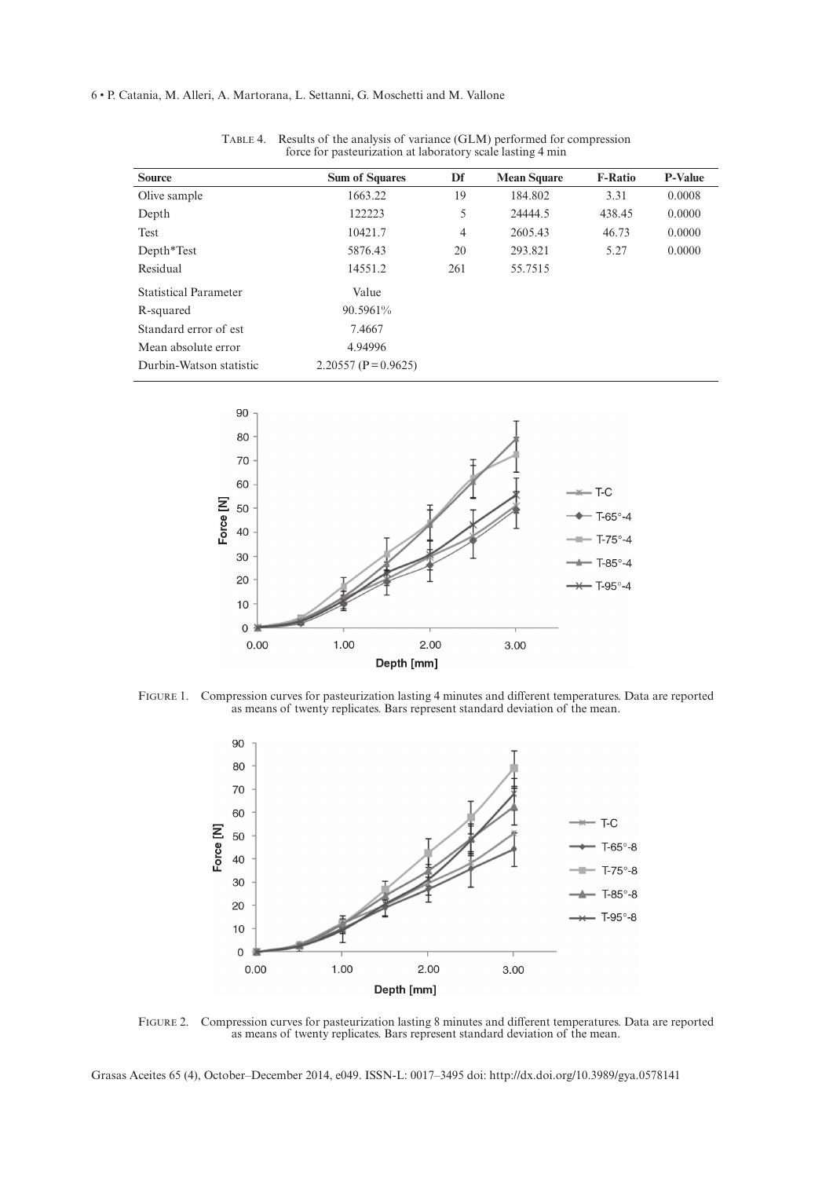Table 4. Results of the analysis of variance (GLM) performed for compression force for pasteurization at laboratory scale lasting 4 min

| Source | Sum of Squares | Df | Mean Square | F-Ratio | P-Value |
|---|---|---|---|---|---|
| Olive sample | 1663.22 | 19 | 184.802 | 3.31 | 0.0008 |
| Depth | 122223 | 5 | 24444.5 | 438.45 | 0.0000 |
| Test | 10421.7 | 4 | 2605.43 | 46.73 | 0.0000 |
| Depth*Test | 5876.43 | 20 | 293.821 | 5.27 | 0.0000 |
| Residual | 14551.2 | 261 | 55.7515 | | |
| Statistical Parameter | Value | | | | |
| R-squared | 90.5961% | | | | |
| Standard error of est | 7.4667 | | | | |
| Mean absolute error | 4.94996 | | | | |
| Durbin-Watson statistic | 2.20557 (P = 0.9625) | | | | |

Figure 1. Compression curves for pasteurization lasting 4 minutes and different temperatures. Data are reported as means of twenty replicates. Bars represent standard deviation of the mean.

Figure 2. Compression curves for pasteurization lasting 8 minutes and different temperatures. Data are reported as means of twenty replicates. Bars represent standard deviation of the mean.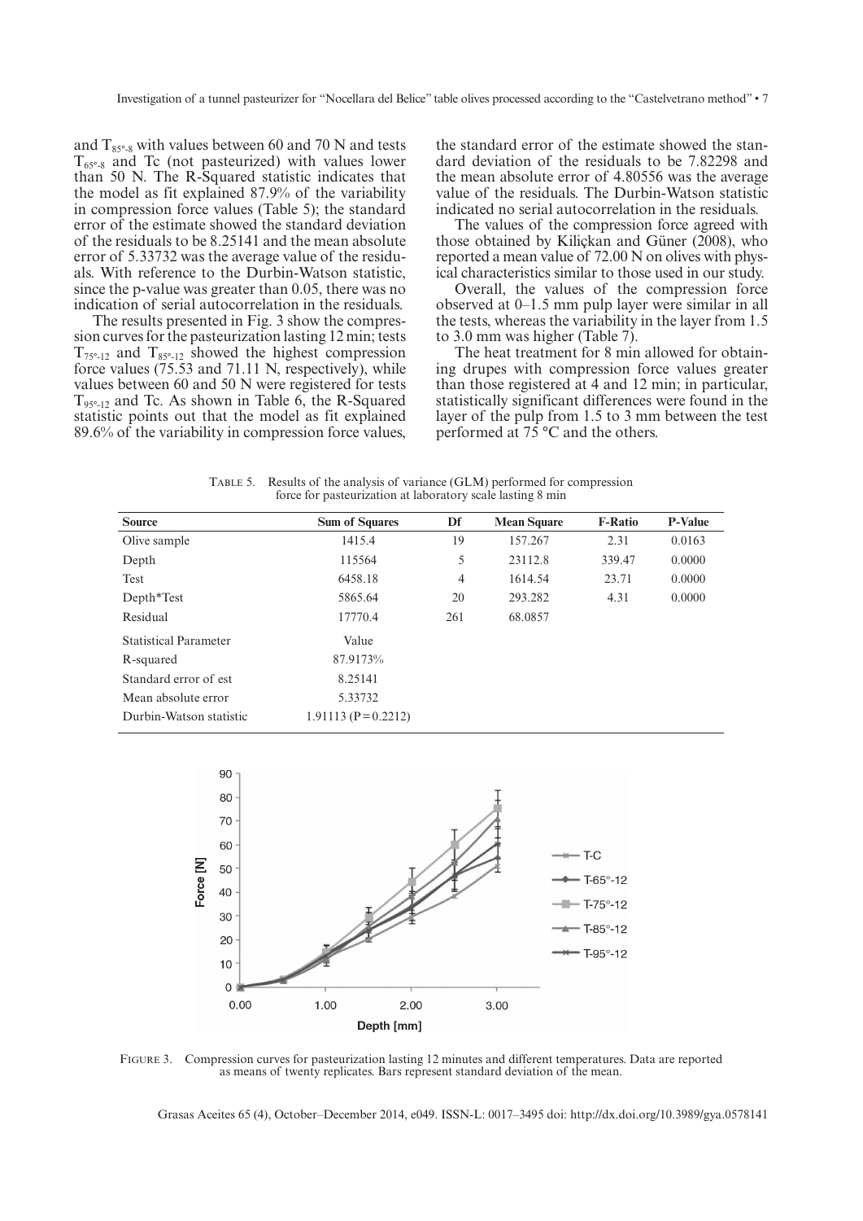and $T_{85°-8}$ with values between 60 and 70 N and tests $T_{65°-8}$ and Tc (not pasteurized) with values lower than 50 N. The R-Squared statistic indicates that the model as fit explained 87.9% of the variability in compression force values (Table 5); the standard error of the estimate showed the standard deviation of the residuals to be 8.25141 and the mean absolute error of 5.33732 was the average value of the residuals. With reference to the Durbin-Watson statistic, since the p-value was greater than 0.05, there was no indication of serial autocorrelation in the residuals.

The results presented in Fig. 3 show the compression curves for the pasteurization lasting 12 min; tests $T_{75°-12}$ and $T_{85°-12}$ showed the highest compression force values (75.53 and 71.11 N, respectively), while values between 60 and 50 N were registered for tests $T_{95°-12}$ and Tc. As shown in Table 6, the R-Squared statistic points out that the model as fit explained 89.6% of the variability in compression force values, the standard error of the estimate showed the standard deviation of the residuals to be 7.82298 and the mean absolute error of 4.80556 was the average value of the residuals. The Durbin-Watson statistic indicated no serial autocorrelation in the residuals.

The values of the compression force agreed with those obtained by Kiliçkan and Güner (2008), who reported a mean value of 72.00 N on olives with physical characteristics similar to those used in our study.

Overall, the values of the compression force observed at 0–1.5 mm pulp layer were similar in all the tests, whereas the variability in the layer from 1.5 to 3.0 mm was higher (Table 7).

The heat treatment for 8 min allowed for obtaining drupes with compression force values greater than those registered at 4 and 12 min; in particular, statistically significant differences were found in the layer of the pulp from 1.5 to 3 mm between the test performed at 75 °C and the others.

Table 5. Results of the analysis of variance (GLM) performed for compression force for pasteurization at laboratory scale lasting 8 min

| Source | Sum of Squares | Df | Mean Square | F-Ratio | P-Value |
|---|---|---|---|---|---|
| Olive sample | 1415.4 | 19 | 157.267 | 2.31 | 0.0163 |
| Depth | 115564 | 5 | 23112.8 | 339.47 | 0.0000 |
| Test | 6458.18 | 4 | 1614.54 | 23.71 | 0.0000 |
| Depth*Test | 5865.64 | 20 | 293.282 | 4.31 | 0.0000 |
| Residual | 17770.4 | 261 | 68.0857 | | |
| Statistical Parameter | Value | | | | |
| R-squared | 87.9173% | | | | |
| Standard error of est | 8.25141 | | | | |
| Mean absolute error | 5.33732 | | | | |
| Durbin-Watson statistic | 1.91113 (P = 0.2212) | | | | |

Figure 3. Compression curves for pasteurization lasting 12 minutes and different temperatures. Data are reported as means of twenty replicates. Bars represent standard deviation of the mean.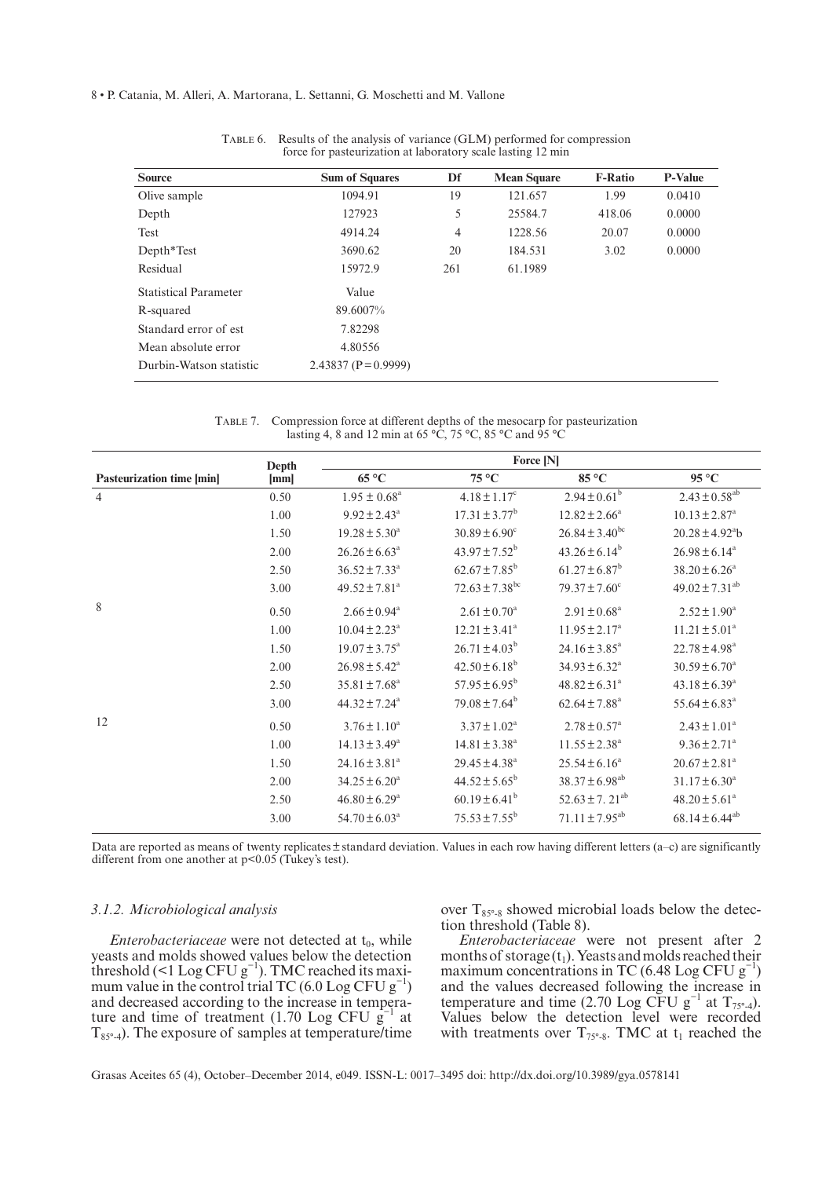TABLE 6. Results of the analysis of variance (GLM) performed for compression force for pasteurization at laboratory scale lasting 12 min

| Source | Sum of Squares | Df | Mean Square | F-Ratio | P-Value |
|---|---|---|---|---|---|
| Olive sample | 1094.91 | 19 | 121.657 | 1.99 | 0.0410 |
| Depth | 127923 | 5 | 25584.7 | 418.06 | 0.0000 |
| Test | 4914.24 | 4 | 1228.56 | 20.07 | 0.0000 |
| Depth*Test | 3690.62 | 20 | 184.531 | 3.02 | 0.0000 |
| Residual | 15972.9 | 261 | 61.1989 | | |
| Statistical Parameter | Value | | | | |
| R-squared | 89.6007% | | | | |
| Standard error of est | 7.82298 | | | | |
| Mean absolute error | 4.80556 | | | | |
| Durbin-Watson statistic | 2.43837 (P = 0.9999) | | | | |

TABLE 7. Compression force at different depths of the mesocarp for pasteurization lasting 4, 8 and 12 min at 65 °C, 75 °C, 85 °C and 95 °C

| Pasteurization time [min] | Depth [mm] | Force [N] | | | |
|---|---|---|---|---|---|
| | | 65 °C | 75 °C | 85 °C | 95 °C |
| 4 | 0.50 | $1.95 \pm 0.68^{a}$ | $4.18 \pm 1.17^{c}$ | $2.94 \pm 0.61^{b}$ | $2.43 \pm 0.58^{ab}$ |
| | 1.00 | $9.92 \pm 2.43^{a}$ | $17.31 \pm 3.77^{b}$ | $12.82 \pm 2.66^{a}$ | $10.13 \pm 2.87^{a}$ |
| | 1.50 | $19.28 \pm 5.30^{a}$ | $30.89 \pm 6.90^{c}$ | $26.84 \pm 3.40^{bc}$ | $20.28 \pm 4.92^{a}$b |
| | 2.00 | $26.26 \pm 6.63^{a}$ | $43.97 \pm 7.52^{b}$ | $43.26 \pm 6.14^{b}$ | $26.98 \pm 6.14^{a}$ |
| | 2.50 | $36.52 \pm 7.33^{a}$ | $62.67 \pm 7.85^{b}$ | $61.27 \pm 6.87^{b}$ | $38.20 \pm 6.26^{a}$ |
| | 3.00 | $49.52 \pm 7.81^{a}$ | $72.63 \pm 7.38^{bc}$ | $79.37 \pm 7.60^{c}$ | $49.02 \pm 7.31^{ab}$ |
| 8 | 0.50 | $2.66 \pm 0.94^{a}$ | $2.61 \pm 0.70^{a}$ | $2.91 \pm 0.68^{a}$ | $2.52 \pm 1.90^{a}$ |
| | 1.00 | $10.04 \pm 2.23^{a}$ | $12.21 \pm 3.41^{a}$ | $11.95 \pm 2.17^{a}$ | $11.21 \pm 5.01^{a}$ |
| | 1.50 | $19.07 \pm 3.75^{a}$ | $26.71 \pm 4.03^{b}$ | $24.16 \pm 3.85^{a}$ | $22.78 \pm 4.98^{a}$ |
| | 2.00 | $26.98 \pm 5.42^{a}$ | $42.50 \pm 6.18^{b}$ | $34.93 \pm 6.32^{a}$ | $30.59 \pm 6.70^{a}$ |
| | 2.50 | $35.81 \pm 7.68^{a}$ | $57.95 \pm 6.95^{b}$ | $48.82 \pm 6.31^{a}$ | $43.18 \pm 6.39^{a}$ |
| | 3.00 | $44.32 \pm 7.24^{a}$ | $79.08 \pm 7.64^{b}$ | $62.64 \pm 7.88^{a}$ | $55.64 \pm 6.83^{a}$ |
| 12 | 0.50 | $3.76 \pm 1.10^{a}$ | $3.37 \pm 1.02^{a}$ | $2.78 \pm 0.57^{a}$ | $2.43 \pm 1.01^{a}$ |
| | 1.00 | $14.13 \pm 3.49^{a}$ | $14.81 \pm 3.38^{a}$ | $11.55 \pm 2.38^{a}$ | $9.36 \pm 2.71^{a}$ |
| | 1.50 | $24.16 \pm 3.81^{a}$ | $29.45 \pm 4.38^{a}$ | $25.54 \pm 6.16^{a}$ | $20.67 \pm 2.81^{a}$ |
| | 2.00 | $34.25 \pm 6.20^{a}$ | $44.52 \pm 5.65^{b}$ | $38.37 \pm 6.98^{ab}$ | $31.17 \pm 6.30^{a}$ |
| | 2.50 | $46.80 \pm 6.29^{a}$ | $60.19 \pm 6.41^{b}$ | $52.63 \pm 7.21^{ab}$ | $48.20 \pm 5.61^{a}$ |
| | 3.00 | $54.70 \pm 6.03^{a}$ | $75.53 \pm 7.55^{b}$ | $71.11 \pm 7.95^{ab}$ | $68.14 \pm 6.44^{ab}$ |

Data are reported as means of twenty replicates ± standard deviation. Values in each row having different letters (a–c) are significantly different from one another at $p<0.05$ (Tukey's test).

### 3.1.2. Microbiological analysis

*Enterobacteriaceae* were not detected at $t_0$, while yeasts and molds showed values below the detection threshold (<1 Log CFU $g^{-1}$). TMC reached its maximum value in the control trial TC (6.0 Log CFU $g^{-1}$) and decreased according to the increase in temperature and time of treatment (1.70 Log CFU $g^{-1}$ at $T_{85°\text{-}4}$). The exposure of samples at temperature/time over $T_{85°\text{-}8}$ showed microbial loads below the detection threshold (Table 8).

*Enterobacteriaceae* were not present after 2 months of storage ($t_1$). Yeasts and molds reached their maximum concentrations in TC (6.48 Log CFU $g^{-1}$) and the values decreased following the increase in temperature and time (2.70 Log CFU $g^{-1}$ at $T_{75°\text{-}4}$). Values below the detection level were recorded with treatments over $T_{75°\text{-}8}$. TMC at $t_1$ reached the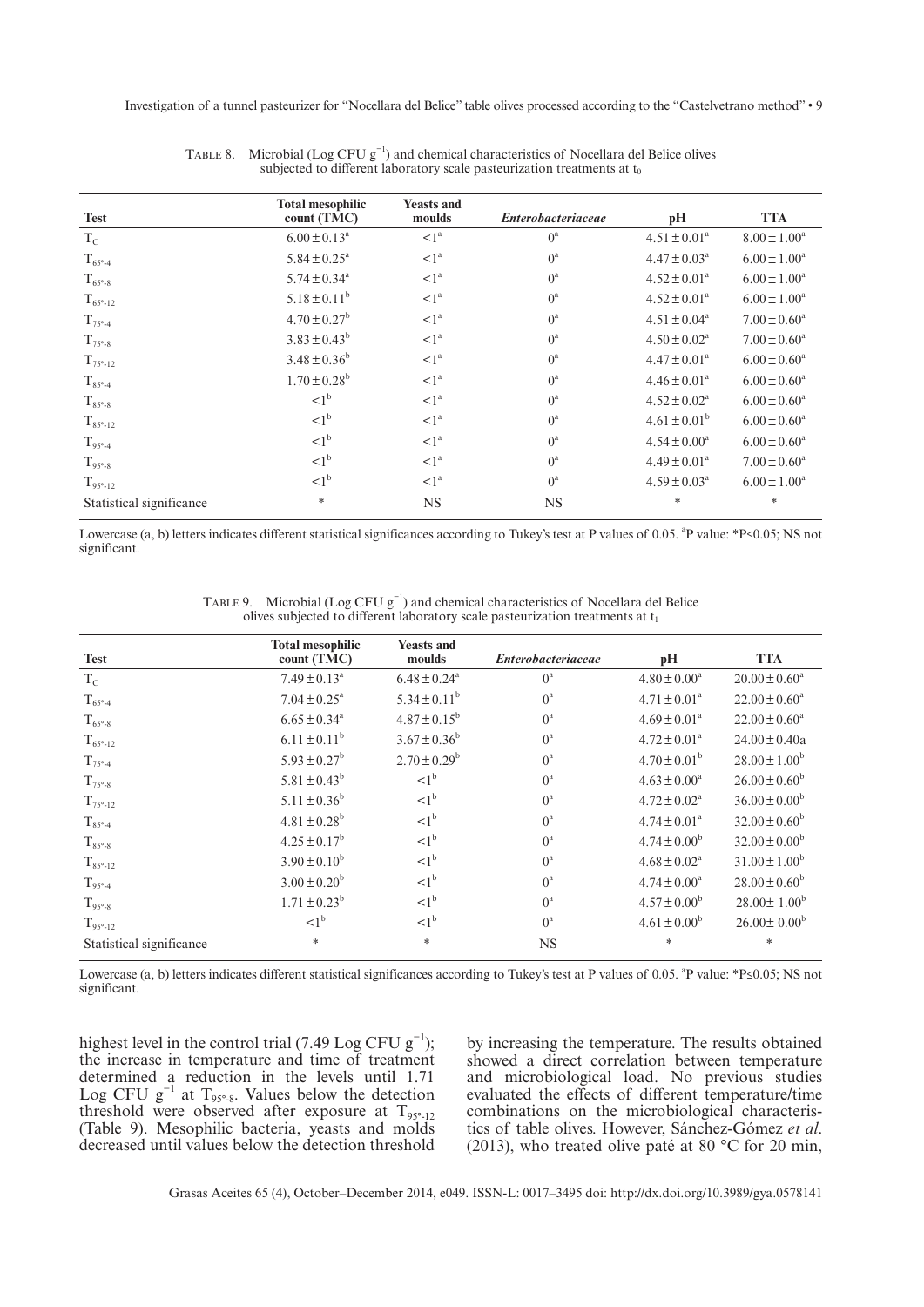TABLE 8. Microbial (Log CFU $g^{-1}$) and chemical characteristics of Nocellara del Belice olives subjected to different laboratory scale pasteurization treatments at $t_0$

| Test | Total mesophilic count (TMC) | Yeasts and moulds | *Enterobacteriaceae* | pH | TTA |
|---|---|---|---|---|---|
| $T_C$ | $6.00 \pm 0.13^a$ | $<1^a$ | $0^a$ | $4.51 \pm 0.01^a$ | $8.00 \pm 1.00^a$ |
| $T_{65°\text{-}4}$ | $5.84 \pm 0.25^a$ | $<1^a$ | $0^a$ | $4.47 \pm 0.03^a$ | $6.00 \pm 1.00^a$ |
| $T_{65°\text{-}8}$ | $5.74 \pm 0.34^a$ | $<1^a$ | $0^a$ | $4.52 \pm 0.01^a$ | $6.00 \pm 1.00^a$ |
| $T_{65°\text{-}12}$ | $5.18 \pm 0.11^b$ | $<1^a$ | $0^a$ | $4.52 \pm 0.01^a$ | $6.00 \pm 1.00^a$ |
| $T_{75°\text{-}4}$ | $4.70 \pm 0.27^b$ | $<1^a$ | $0^a$ | $4.51 \pm 0.04^a$ | $7.00 \pm 0.60^a$ |
| $T_{75°\text{-}8}$ | $3.83 \pm 0.43^b$ | $<1^a$ | $0^a$ | $4.50 \pm 0.02^a$ | $7.00 \pm 0.60^a$ |
| $T_{75°\text{-}12}$ | $3.48 \pm 0.36^b$ | $<1^a$ | $0^a$ | $4.47 \pm 0.01^a$ | $6.00 \pm 0.60^a$ |
| $T_{85°\text{-}4}$ | $1.70 \pm 0.28^b$ | $<1^a$ | $0^a$ | $4.46 \pm 0.01^a$ | $6.00 \pm 0.60^a$ |
| $T_{85°\text{-}8}$ | $<1^b$ | $<1^a$ | $0^a$ | $4.52 \pm 0.02^a$ | $6.00 \pm 0.60^a$ |
| $T_{85°\text{-}12}$ | $<1^b$ | $<1^a$ | $0^a$ | $4.61 \pm 0.01^b$ | $6.00 \pm 0.60^a$ |
| $T_{95°\text{-}4}$ | $<1^b$ | $<1^a$ | $0^a$ | $4.54 \pm 0.00^a$ | $6.00 \pm 0.60^a$ |
| $T_{95°\text{-}8}$ | $<1^b$ | $<1^a$ | $0^a$ | $4.49 \pm 0.01^a$ | $7.00 \pm 0.60^a$ |
| $T_{95°\text{-}12}$ | $<1^b$ | $<1^a$ | $0^a$ | $4.59 \pm 0.03^a$ | $6.00 \pm 1.00^a$ |
| Statistical significance | * | NS | NS | * | * |

Lowercase (a, b) letters indicates different statistical significances according to Tukey's test at P values of 0.05. [a]P value: *P≤0.05; NS not significant.

TABLE 9. Microbial (Log CFU $g^{-1}$) and chemical characteristics of Nocellara del Belice olives subjected to different laboratory scale pasteurization treatments at $t_1$

| Test | Total mesophilic count (TMC) | Yeasts and moulds | *Enterobacteriaceae* | pH | TTA |
|---|---|---|---|---|---|
| $T_C$ | $7.49 \pm 0.13^a$ | $6.48 \pm 0.24^a$ | $0^a$ | $4.80 \pm 0.00^a$ | $20.00 \pm 0.60^a$ |
| $T_{65°\text{-}4}$ | $7.04 \pm 0.25^a$ | $5.34 \pm 0.11^b$ | $0^a$ | $4.71 \pm 0.01^a$ | $22.00 \pm 0.60^a$ |
| $T_{65°\text{-}8}$ | $6.65 \pm 0.34^a$ | $4.87 \pm 0.15^b$ | $0^a$ | $4.69 \pm 0.01^a$ | $22.00 \pm 0.60^a$ |
| $T_{65°\text{-}12}$ | $6.11 \pm 0.11^b$ | $3.67 \pm 0.36^b$ | $0^a$ | $4.72 \pm 0.01^a$ | $24.00 \pm 0.40$a |
| $T_{75°\text{-}4}$ | $5.93 \pm 0.27^b$ | $2.70 \pm 0.29^b$ | $0^a$ | $4.70 \pm 0.01^b$ | $28.00 \pm 1.00^b$ |
| $T_{75°\text{-}8}$ | $5.81 \pm 0.43^b$ | $<1^b$ | $0^a$ | $4.63 \pm 0.00^a$ | $26.00 \pm 0.60^b$ |
| $T_{75°\text{-}12}$ | $5.11 \pm 0.36^b$ | $<1^b$ | $0^a$ | $4.72 \pm 0.02^a$ | $36.00 \pm 0.00^b$ |
| $T_{85°\text{-}4}$ | $4.81 \pm 0.28^b$ | $<1^b$ | $0^a$ | $4.74 \pm 0.01^a$ | $32.00 \pm 0.60^b$ |
| $T_{85°\text{-}8}$ | $4.25 \pm 0.17^b$ | $<1^b$ | $0^a$ | $4.74 \pm 0.00^b$ | $32.00 \pm 0.00^b$ |
| $T_{85°\text{-}12}$ | $3.90 \pm 0.10^b$ | $<1^b$ | $0^a$ | $4.68 \pm 0.02^a$ | $31.00 \pm 1.00^b$ |
| $T_{95°\text{-}4}$ | $3.00 \pm 0.20^b$ | $<1^b$ | $0^a$ | $4.74 \pm 0.00^a$ | $28.00 \pm 0.60^b$ |
| $T_{95°\text{-}8}$ | $1.71 \pm 0.23^b$ | $<1^b$ | $0^a$ | $4.57 \pm 0.00^b$ | $28.00 \pm 1.00^b$ |
| $T_{95°\text{-}12}$ | $<1^b$ | $<1^b$ | $0^a$ | $4.61 \pm 0.00^b$ | $26.00 \pm 0.00^b$ |
| Statistical significance | * | * | NS | * | * |

Lowercase (a, b) letters indicates different statistical significances according to Tukey's test at P values of 0.05. [a]P value: *P≤0.05; NS not significant.

highest level in the control trial (7.49 Log CFU $g^{-1}$); the increase in temperature and time of treatment determined a reduction in the levels until 1.71 Log CFU $g^{-1}$ at $T_{95°\text{-}8}$. Values below the detection threshold were observed after exposure at $T_{95°\text{-}12}$ (Table 9). Mesophilic bacteria, yeasts and molds decreased until values below the detection threshold by increasing the temperature. The results obtained showed a direct correlation between temperature and microbiological load. No previous studies evaluated the effects of different temperature/time combinations on the microbiological characteristics of table olives. However, Sánchez-Gómez *et al.* (2013), who treated olive paté at 80 °C for 20 min,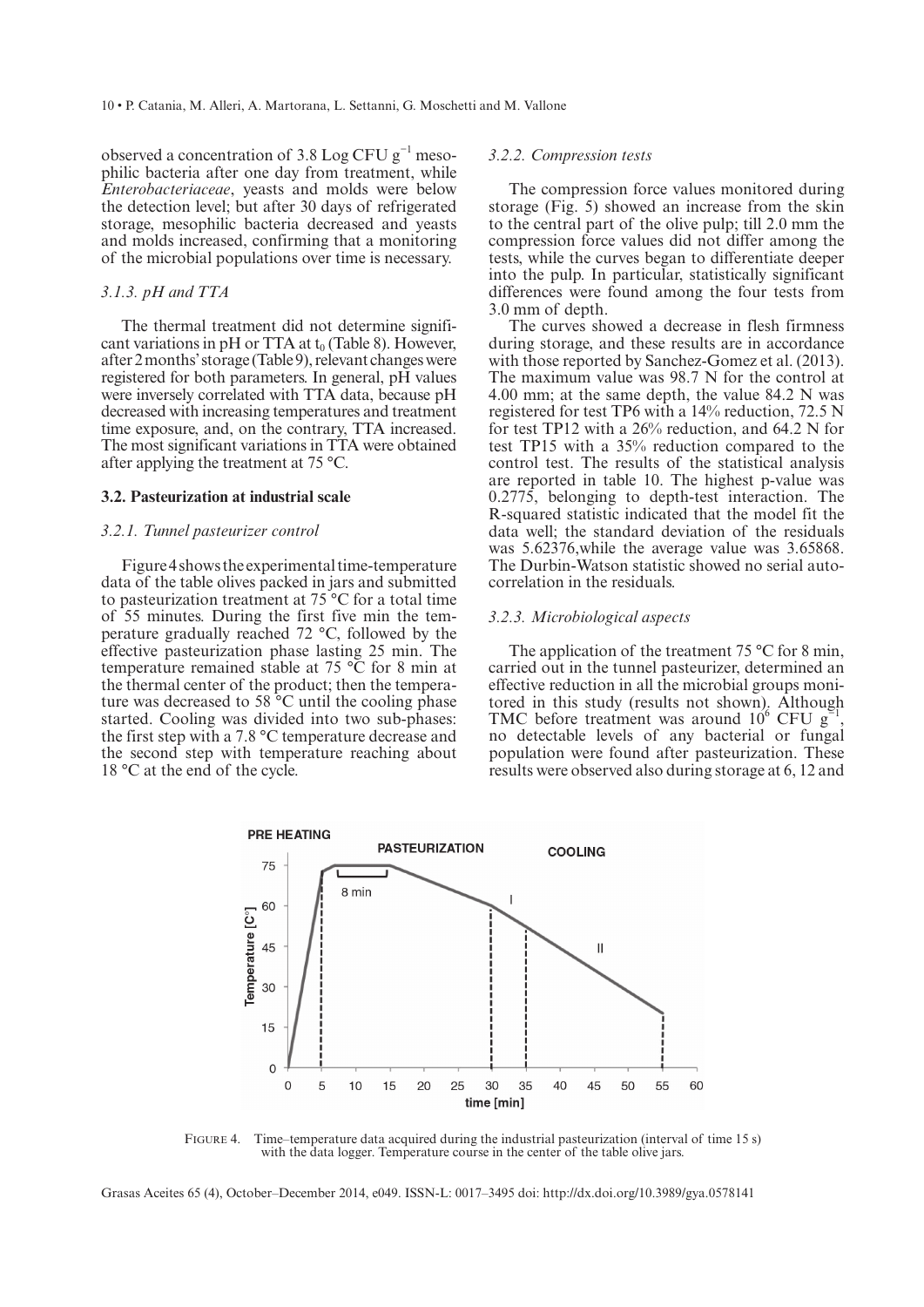observed a concentration of 3.8 Log CFU $g^{-1}$ mesophilic bacteria after one day from treatment, while *Enterobacteriaceae*, yeasts and molds were below the detection level; but after 30 days of refrigerated storage, mesophilic bacteria decreased and yeasts and molds increased, confirming that a monitoring of the microbial populations over time is necessary.

#### 3.1.3. pH and TTA

The thermal treatment did not determine significant variations in pH or TTA at $t_0$ (Table 8). However, after 2 months' storage (Table 9), relevant changes were registered for both parameters. In general, pH values were inversely correlated with TTA data, because pH decreased with increasing temperatures and treatment time exposure, and, on the contrary, TTA increased. The most significant variations in TTA were obtained after applying the treatment at 75 °C.

### 3.2. Pasteurization at industrial scale

#### 3.2.1. Tunnel pasteurizer control

Figure 4 shows the experimental time-temperature data of the table olives packed in jars and submitted to pasteurization treatment at 75 °C for a total time of 55 minutes. During the first five min the temperature gradually reached 72 °C, followed by the effective pasteurization phase lasting 25 min. The temperature remained stable at 75 °C for 8 min at the thermal center of the product; then the temperature was decreased to 58 °C until the cooling phase started. Cooling was divided into two sub-phases: the first step with a 7.8 °C temperature decrease and the second step with temperature reaching about 18 °C at the end of the cycle.

#### 3.2.2. Compression tests

The compression force values monitored during storage (Fig. 5) showed an increase from the skin to the central part of the olive pulp; till 2.0 mm the compression force values did not differ among the tests, while the curves began to differentiate deeper into the pulp. In particular, statistically significant differences were found among the four tests from 3.0 mm of depth.

The curves showed a decrease in flesh firmness during storage, and these results are in accordance with those reported by Sanchez-Gomez et al. (2013). The maximum value was 98.7 N for the control at 4.00 mm; at the same depth, the value 84.2 N was registered for test TP6 with a 14% reduction, 72.5 N for test TP12 with a 26% reduction, and 64.2 N for test TP15 with a 35% reduction compared to the control test. The results of the statistical analysis are reported in table 10. The highest p-value was 0.2775, belonging to depth-test interaction. The R-squared statistic indicated that the model fit the data well; the standard deviation of the residuals was 5.62376,while the average value was 3.65868. The Durbin-Watson statistic showed no serial autocorrelation in the residuals.

#### 3.2.3. Microbiological aspects

The application of the treatment 75 °C for 8 min, carried out in the tunnel pasteurizer, determined an effective reduction in all the microbial groups monitored in this study (results not shown). Although TMC before treatment was around $10^6$ CFU $g^{-1}$, no detectable levels of any bacterial or fungal population were found after pasteurization. These results were observed also during storage at 6, 12 and

Figure 4. Time–temperature data acquired during the industrial pasteurization (interval of time 15 s) with the data logger. Temperature course in the center of the table olive jars.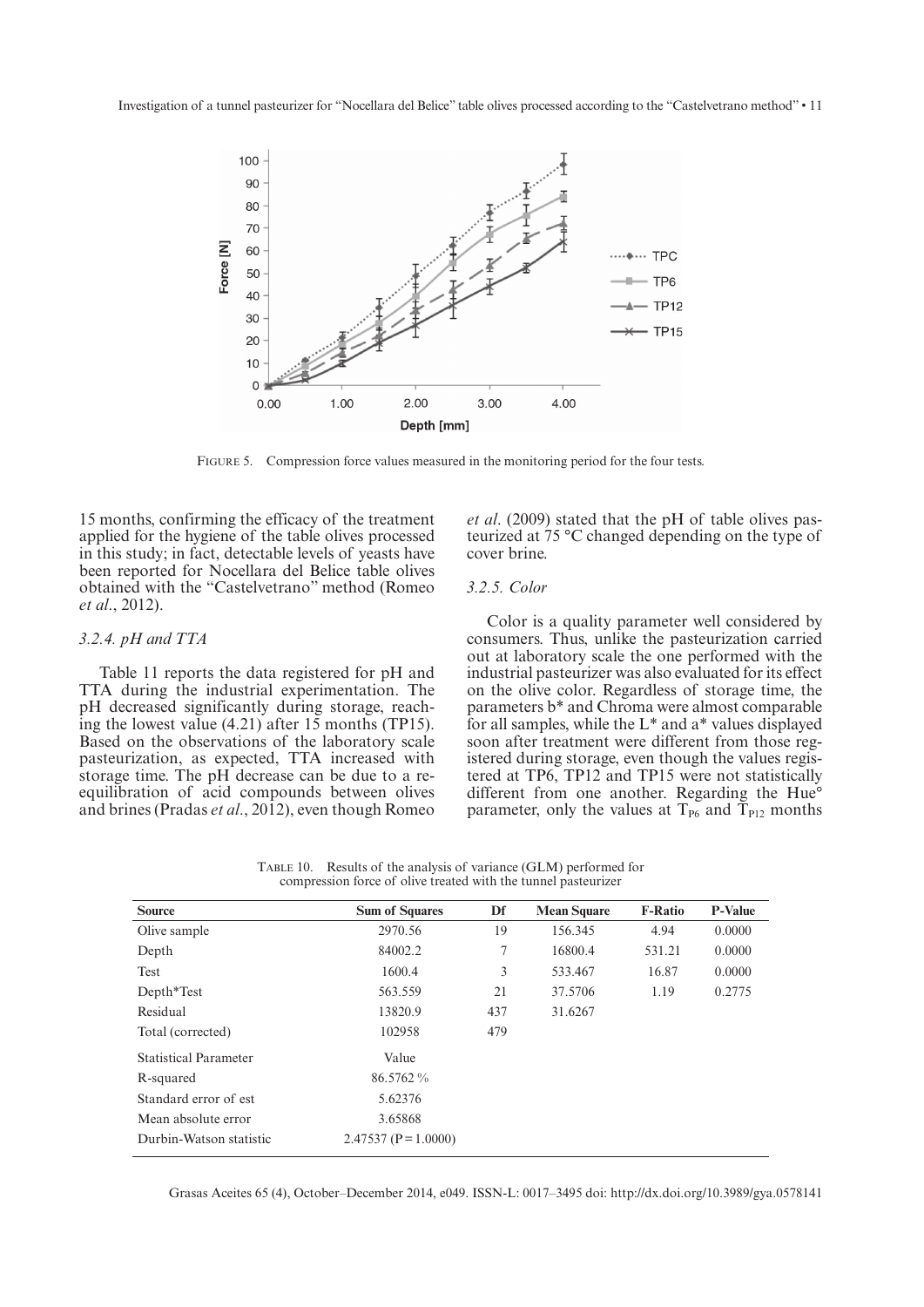FIGURE 5. Compression force values measured in the monitoring period for the four tests.

15 months, confirming the efficacy of the treatment applied for the hygiene of the table olives processed in this study; in fact, detectable levels of yeasts have been reported for Nocellara del Belice table olives obtained with the "Castelvetrano" method (Romeo *et al*., 2012).

### 3.2.4. pH and TTA

Table 11 reports the data registered for pH and TTA during the industrial experimentation. The pH decreased significantly during storage, reaching the lowest value (4.21) after 15 months (TP15). Based on the observations of the laboratory scale pasteurization, as expected, TTA increased with storage time. The pH decrease can be due to a re-equilibration of acid compounds between olives and brines (Pradas *et al*., 2012), even though Romeo *et al*. (2009) stated that the pH of table olives pasteurized at 75 °C changed depending on the type of cover brine.

### 3.2.5. Color

Color is a quality parameter well considered by consumers. Thus, unlike the pasteurization carried out at laboratory scale the one performed with the industrial pasteurizer was also evaluated for its effect on the olive color. Regardless of storage time, the parameters b* and Chroma were almost comparable for all samples, while the L* and a* values displayed soon after treatment were different from those registered during storage, even though the values registered at TP6, TP12 and TP15 were not statistically different from one another. Regarding the Hue° parameter, only the values at $T_{P6}$ and $T_{P12}$ months

TABLE 10. Results of the analysis of variance (GLM) performed for compression force of olive treated with the tunnel pasteurizer

| Source | Sum of Squares | Df | Mean Square | F-Ratio | P-Value |
|---|---|---|---|---|---|
| Olive sample | 2970.56 | 19 | 156.345 | 4.94 | 0.0000 |
| Depth | 84002.2 | 7 | 16800.4 | 531.21 | 0.0000 |
| Test | 1600.4 | 3 | 533.467 | 16.87 | 0.0000 |
| Depth*Test | 563.559 | 21 | 37.5706 | 1.19 | 0.2775 |
| Residual | 13820.9 | 437 | 31.6267 | | |
| Total (corrected) | 102958 | 479 | | | |
| Statistical Parameter | Value | | | | |
| R-squared | 86.5762 % | | | | |
| Standard error of est | 5.62376 | | | | |
| Mean absolute error | 3.65868 | | | | |
| Durbin-Watson statistic | 2.47537 (P = 1.0000) | | | | |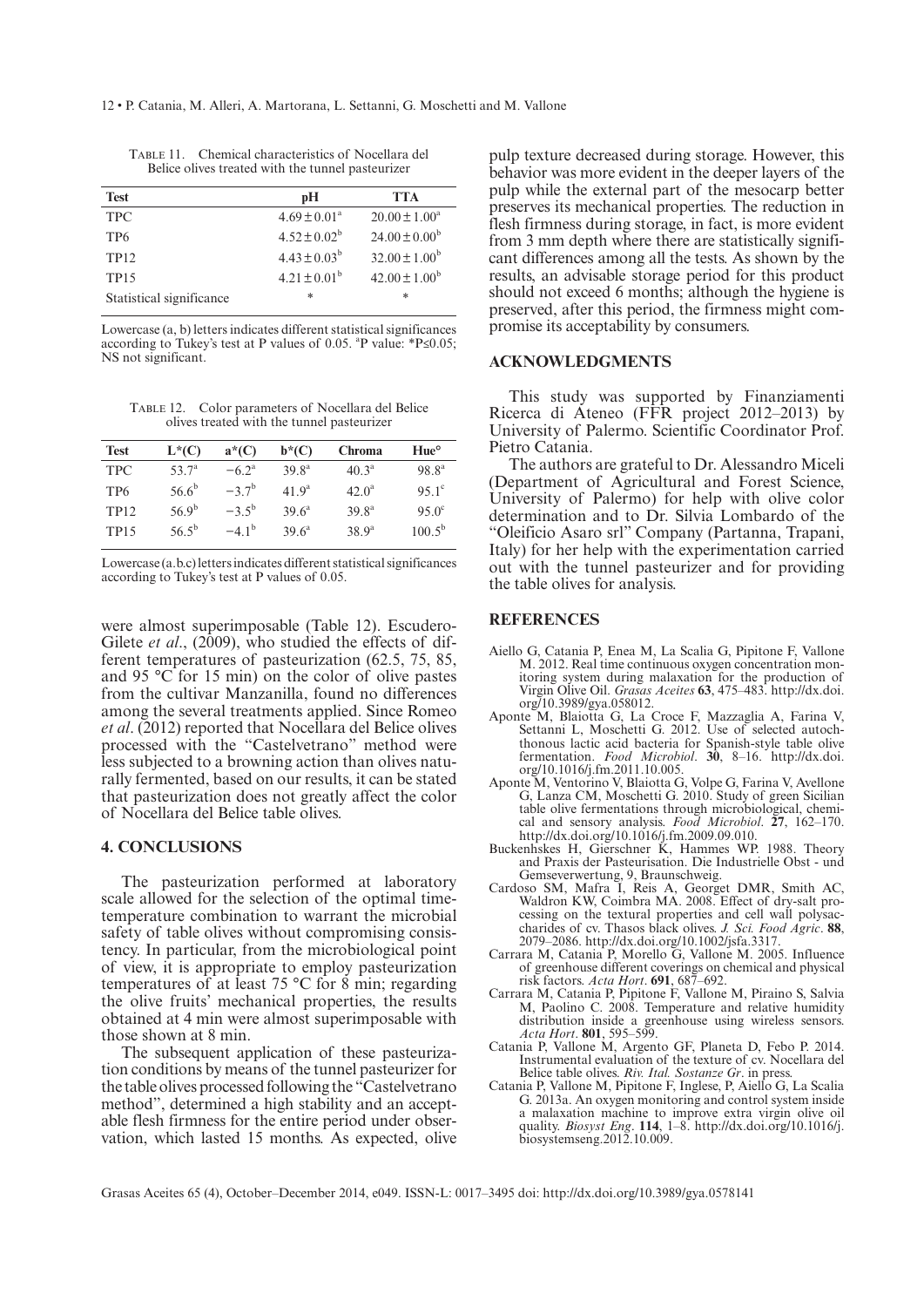Table 11. Chemical characteristics of Nocellara del Belice olives treated with the tunnel pasteurizer

| Test | pH | TTA |
|---|---|---|
| TPC | $4.69 \pm 0.01^{a}$ | $20.00 \pm 1.00^{a}$ |
| TP6 | $4.52 \pm 0.02^{b}$ | $24.00 \pm 0.00^{b}$ |
| TP12 | $4.43 \pm 0.03^{b}$ | $32.00 \pm 1.00^{b}$ |
| TP15 | $4.21 \pm 0.01^{b}$ | $42.00 \pm 1.00^{b}$ |
| Statistical significance | * | * |

Lowercase (a, b) letters indicates different statistical significances according to Tukey's test at P values of 0.05. [a]P value: *P≤0.05; NS not significant.

Table 12. Color parameters of Nocellara del Belice olives treated with the tunnel pasteurizer

| Test | L*(C) | a*(C) | b*(C) | Chroma | Hue° |
|---|---|---|---|---|---|
| TPC | $53.7^{a}$ | $-6.2^{a}$ | $39.8^{a}$ | $40.3^{a}$ | $98.8^{a}$ |
| TP6 | $56.6^{b}$ | $-3.7^{b}$ | $41.9^{a}$ | $42.0^{a}$ | $95.1^{c}$ |
| TP12 | $56.9^{b}$ | $-3.5^{b}$ | $39.6^{a}$ | $39.8^{a}$ | $95.0^{c}$ |
| TP15 | $56.5^{b}$ | $-4.1^{b}$ | $39.6^{a}$ | $38.9^{a}$ | $100.5^{b}$ |

Lowercase (a.b.c) letters indicates different statistical significances according to Tukey's test at P values of 0.05.

were almost superimposable (Table 12). Escudero-Gilete *et al*., (2009), who studied the effects of different temperatures of pasteurization (62.5, 75, 85, and 95 °C for 15 min) on the color of olive pastes from the cultivar Manzanilla, found no differences among the several treatments applied. Since Romeo *et al*. (2012) reported that Nocellara del Belice olives processed with the "Castelvetrano" method were less subjected to a browning action than olives naturally fermented, based on our results, it can be stated that pasteurization does not greatly affect the color of Nocellara del Belice table olives.

## 4. CONCLUSIONS

The pasteurization performed at laboratory scale allowed for the selection of the optimal time-temperature combination to warrant the microbial safety of table olives without compromising consistency. In particular, from the microbiological point of view, it is appropriate to employ pasteurization temperatures of at least 75 °C for 8 min; regarding the olive fruits' mechanical properties, the results obtained at 4 min were almost superimposable with those shown at 8 min.

The subsequent application of these pasteurization conditions by means of the tunnel pasteurizer for the table olives processed following the "Castelvetrano method", determined a high stability and an acceptable flesh firmness for the entire period under observation, which lasted 15 months. As expected, olive pulp texture decreased during storage. However, this behavior was more evident in the deeper layers of the pulp while the external part of the mesocarp better preserves its mechanical properties. The reduction in flesh firmness during storage, in fact, is more evident from 3 mm depth where there are statistically significant differences among all the tests. As shown by the results, an advisable storage period for this product should not exceed 6 months; although the hygiene is preserved, after this period, the firmness might compromise its acceptability by consumers.

## ACKNOWLEDGMENTS

This study was supported by Finanziamenti Ricerca di Ateneo (FFR project 2012–2013) by University of Palermo. Scientific Coordinator Prof. Pietro Catania.

The authors are grateful to Dr. Alessandro Miceli (Department of Agricultural and Forest Science, University of Palermo) for help with olive color determination and to Dr. Silvia Lombardo of the "Oleificio Asaro srl" Company (Partanna, Trapani, Italy) for her help with the experimentation carried out with the tunnel pasteurizer and for providing the table olives for analysis.

## REFERENCES

- Aiello G, Catania P, Enea M, La Scalia G, Pipitone F, Vallone M. 2012. Real time continuous oxygen concentration monitoring system during malaxation for the production of Virgin Olive Oil. *Grasas Aceites* **63**, 475–483. http://dx.doi.org/10.3989/gya.058012.
- Aponte M, Blaiotta G, La Croce F, Mazzaglia A, Farina V, Settanni L, Moschetti G. 2012. Use of selected autochthonous lactic acid bacteria for Spanish-style table olive fermentation. *Food Microbiol*. **30**, 8–16. http://dx.doi.org/10.1016/j.fm.2011.11.005.
- Aponte M, Ventorino V, Blaiotta G, Volpe G, Farina V, Avellone G, Lanza CM, Moschetti G. 2010. Study of green Sicilian table olive fermentations through microbiological, chemical and sensory analysis. *Food Microbiol*. **27**, 162–170. http://dx.doi.org/10.1016/j.fm.2009.09.010.
- Buckenhskes H, Gierschner K, Hammes WP. 1988. Theory and Praxis der Pasteurisation. Die Industrielle Obst - und Gemseverwertung, 9, Braunschweig.
- Cardoso SM, Mafra I, Reis A, Georget DMR, Smith AC, Waldron KW, Coimbra MA. 2008. Effect of dry-salt processing on the textural properties and cell wall polysaccharides of cv. Thasos black olives. *J. Sci. Food Agric*. **88**, 2079–2086. http://dx.doi.org/10.1002/jsfa.3317.
- Carrara M, Catania P, Morello G, Vallone M. 2005. Influence of greenhouse different coverings on chemical and physical risk factors. *Acta Hort*. **691**, 687–692.
- Carrara M, Catania P, Pipitone F, Vallone M, Piraino S, Salvia M, Paolino C. 2008. Temperature and relative humidity distribution inside a greenhouse using wireless sensors. *Acta Hort*. **801**, 595–599.
- Catania P, Vallone M, Argento GF, Planeta D, Febo P. 2014. Instrumental evaluation of the texture of cv. Nocellara del Belice table olives. *Riv. Ital. Sostanze Gr*. in press.
- Catania P, Vallone M, Pipitone F, Inglese, P, Aiello G, La Scalia G. 2013a. An oxygen monitoring and control system inside a malaxation machine to improve extra virgin olive oil quality. *Biosyst Eng*. **114**, 1–8. http://dx.doi.org/10.1016/j.biosystemseng.2012.10.009.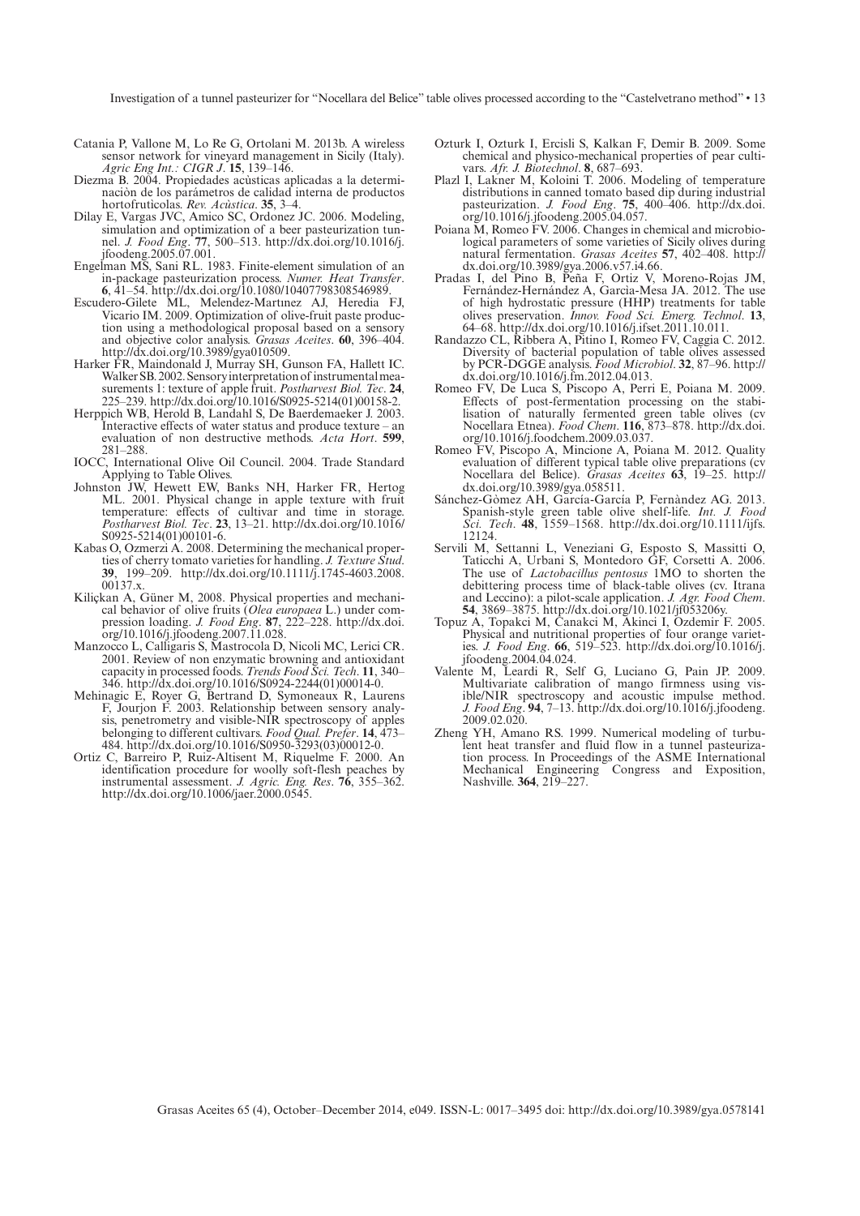Catania P, Vallone M, Lo Re G, Ortolani M. 2013b. A wireless sensor network for vineyard management in Sicily (Italy). *Agric Eng Int.: CIGR J*. **15**, 139–146.

Diezma B. 2004. Propiedades acùsticas aplicadas a la determinaciòn de los paràmetros de calidad interna de productos hortofruticolas. *Rev. Acùstica*. **35**, 3–4.

Dilay E, Vargas JVC, Amico SC, Ordonez JC. 2006. Modeling, simulation and optimization of a beer pasteurization tunnel. *J. Food Eng*. **77**, 500–513. http://dx.doi.org/10.1016/j.jfoodeng.2005.07.001.

Engelman MS, Sani RL. 1983. Finite-element simulation of an in-package pasteurization process. *Numer. Heat Transfer*. **6**, 41–54. http://dx.doi.org/10.1080/10407798308546989.

Escudero-Gilete ML, Melendez-Martinez AJ, Heredia FJ, Vicario IM. 2009. Optimization of olive-fruit paste production using a methodological proposal based on a sensory and objective color analysis. *Grasas Aceites*. **60**, 396–404. http://dx.doi.org/10.3989/gya010509.

Harker FR, Maindonald J, Murray SH, Gunson FA, Hallett IC. Walker SB. 2002. Sensory interpretation of instrumental measurements 1: texture of apple fruit. *Postharvest Biol. Tec*. **24**, 225–239. http://dx.doi.org/10.1016/S0925-5214(01)00158-2.

Herppich WB, Herold B, Landahl S, De Baerdemaeker J. 2003. Interactive effects of water status and produce texture – an evaluation of non destructive methods. *Acta Hort*. **599**, 281–288.

IOCC, International Olive Oil Council. 2004. Trade Standard Applying to Table Olives.

Johnston JW, Hewett EW, Banks NH, Harker FR, Hertog ML. 2001. Physical change in apple texture with fruit temperature: effects of cultivar and time in storage. *Postharvest Biol. Tec*. **23**, 13–21. http://dx.doi.org/10.1016/S0925-5214(01)00101-6.

Kabas O, Ozmerzi A. 2008. Determining the mechanical properties of cherry tomato varieties for handling. *J. Texture Stud*. **39**, 199–209. http://dx.doi.org/10.1111/j.1745-4603.2008.00137.x.

Kiliçkan A, Güner M, 2008. Physical properties and mechanical behavior of olive fruits (*Olea europaea* L.) under compression loading. *J. Food Eng*. **87**, 222–228. http://dx.doi.org/10.1016/j.jfoodeng.2007.11.028.

Manzocco L, Calligaris S, Mastrocola D, Nicoli MC, Lerici CR. 2001. Review of non enzymatic browning and antioxidant capacity in processed foods. *Trends Food Sci. Tech*. **11**, 340–346. http://dx.doi.org/10.1016/S0924-2244(01)00014-0.

Mehinagic E, Royer G, Bertrand D, Symoneaux R, Laurens F, Jourjon F. 2003. Relationship between sensory analysis, penetrometry and visible-NIR spectroscopy of apples belonging to different cultivars. *Food Qual. Prefer*. **14**, 473–484. http://dx.doi.org/10.1016/S0950-3293(03)00012-0.

Ortiz C, Barreiro P, Ruiz-Altisent M, Riquelme F. 2000. An identification procedure for woolly soft-flesh peaches by instrumental assessment. *J. Agric. Eng. Res*. **76**, 355–362. http://dx.doi.org/10.1006/jaer.2000.0545.

Ozturk I, Ozturk I, Ercisli S, Kalkan F, Demir B. 2009. Some chemical and physico-mechanical properties of pear cultivars. *Afr. J. Biotechnol*. **8**, 687–693.

Plazl I, Lakner M, Koloini T. 2006. Modeling of temperature distributions in canned tomato based dip during industrial pasteurization. *J. Food Eng*. **75**, 400–406. http://dx.doi.org/10.1016/j.jfoodeng.2005.04.057.

Poiana M, Romeo FV. 2006. Changes in chemical and microbiological parameters of some varieties of Sicily olives during natural fermentation. *Grasas Aceites* **57**, 402–408. http://dx.doi.org/10.3989/gya.2006.v57.i4.66.

Pradas I, del Pino B, Peña F, Ortiz V, Moreno-Rojas JM, Fernández-Hernández A, Garcia-Mesa JA. 2012. The use of high hydrostatic pressure (HHP) treatments for table olives preservation. *Innov. Food Sci. Emerg. Technol*. **13**, 64–68. http://dx.doi.org/10.1016/j.ifset.2011.10.011.

Randazzo CL, Ribbera A, Pitino I, Romeo FV, Caggia C. 2012. Diversity of bacterial population of table olives assessed by PCR-DGGE analysis. *Food Microbiol*. **32**, 87–96. http://dx.doi.org/10.1016/j.fm.2012.04.013.

Romeo FV, De Luca S, Piscopo A, Perri E, Poiana M. 2009. Effects of post-fermentation processing on the stabilisation of naturally fermented green table olives (cv Nocellara Etnea). *Food Chem*. **116**, 873–878. http://dx.doi.org/10.1016/j.foodchem.2009.03.037.

Romeo FV, Piscopo A, Mincione A, Poiana M. 2012. Quality evaluation of different typical table olive preparations (cv Nocellara del Belice). *Grasas Aceites* **63**, 19–25. http://dx.doi.org/10.3989/gya.058511.

Sánchez-Gòmez AH, García-García P, Fernàndez AG. 2013. Spanish-style green table olive shelf-life. *Int. J. Food Sci. Tech*. **48**, 1559–1568. http://dx.doi.org/10.1111/ijfs.12124.

Servili M, Settanni L, Veneziani G, Esposto S, Massitti O, Taticchi A, Urbani S, Montedoro GF, Corsetti A. 2006. The use of *Lactobacillus pentosus* 1MO to shorten the debittering process time of black-table olives (cv. Itrana and Leccino): a pilot-scale application. *J. Agr. Food Chem*. **54**, 3869–3875. http://dx.doi.org/10.1021/jf053206y.

Topuz A, Topakci M, Canakci M, Akinci I, Ozdemir F. 2005. Physical and nutritional properties of four orange varieties. *J. Food Eng*. **66**, 519–523. http://dx.doi.org/10.1016/j.jfoodeng.2004.04.024.

Valente M, Leardi R, Self G, Luciano G, Pain JP. 2009. Multivariate calibration of mango firmness using vis-ible/NIR spectroscopy and acoustic impulse method. *J. Food Eng*. **94**, 7–13. http://dx.doi.org/10.1016/j.jfoodeng.2009.02.020.

Zheng YH, Amano RS. 1999. Numerical modeling of turbulent heat transfer and fluid flow in a tunnel pasteurization process. In Proceedings of the ASME International Mechanical Engineering Congress and Exposition, Nashville. **364**, 219–227.